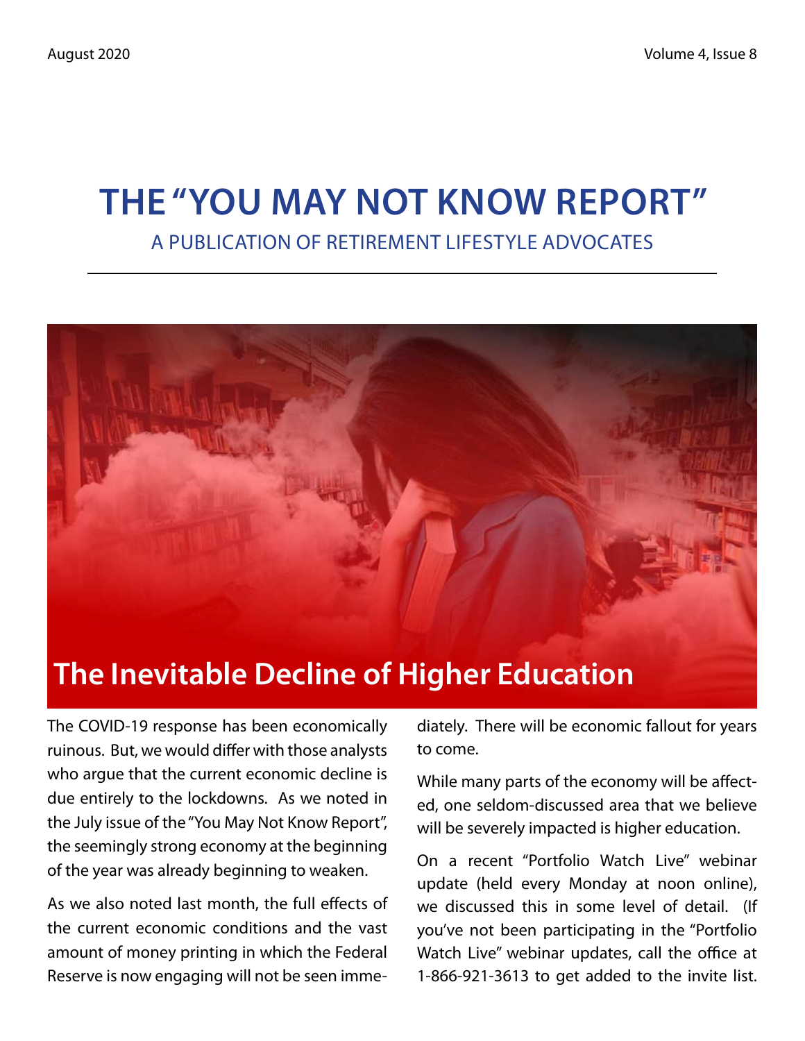# THE "YOU MAY NOT KNOW REPORT"

A PUBLICATION OF RETIREMENT LIFESTYLE ADVOCATES

## The Inevitable Decline of Higher Education

The COVID-19 response has been economically ruinous. But, we would differ with those analysts who argue that the current economic decline is due entirely to the lockdowns. As we noted in the July issue of the "You May Not Know Report", the seemingly strong economy at the beginning of the year was already beginning to weaken.

As we also noted last month, the full effects of the current economic conditions and the vast amount of money printing in which the Federal Reserve is now engaging will not be seen immediately. There will be economic fallout for years to come.

While many parts of the economy will be affected, one seldom-discussed area that we believe will be severely impacted is higher education.

On a recent "Portfolio Watch Live" webinar update (held every Monday at noon online), we discussed this in some level of detail. (If you've not been participating in the "Portfolio Watch Live" webinar updates, call the office at 1-866-921-3613 to get added to the invite list.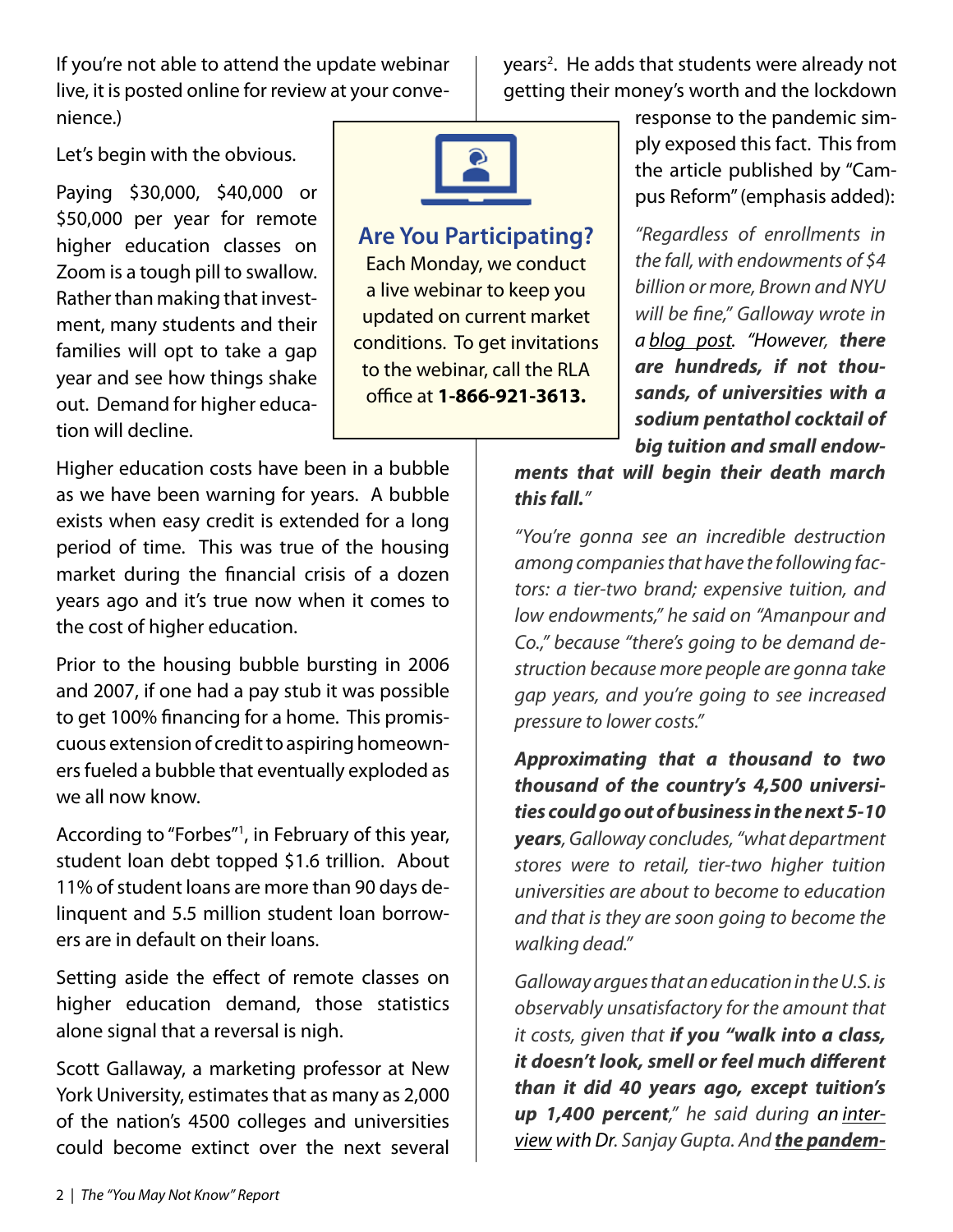If you're not able to attend the update webinar live, it is posted online for review at your convenience.)

Let's begin with the obvious.

Paying $30,000, $40,000 or $50,000 per year for remote higher education classes on Zoom is a tough pill to swallow. Rather than making that investment, many students and their families will opt to take a gap year and see how things shake out. Demand for higher education will decline.

> **Are You Participating?**
> Each Monday, we conduct a live webinar to keep you updated on current market conditions. To get invitations to the webinar, call the RLA office at **1-866-921-3613.**

Higher education costs have been in a bubble as we have been warning for years. A bubble exists when easy credit is extended for a long period of time. This was true of the housing market during the financial crisis of a dozen years ago and it's true now when it comes to the cost of higher education.

Prior to the housing bubble bursting in 2006 and 2007, if one had a pay stub it was possible to get 100% financing for a home. This promiscuous extension of credit to aspiring homeowners fueled a bubble that eventually exploded as we all now know.

According to "Forbes"[1], in February of this year, student loan debt topped $1.6 trillion. About 11% of student loans are more than 90 days delinquent and 5.5 million student loan borrowers are in default on their loans.

Setting aside the effect of remote classes on higher education demand, those statistics alone signal that a reversal is nigh.

Scott Gallaway, a marketing professor at New York University, estimates that as many as 2,000 of the nation's 4500 colleges and universities could become extinct over the next several years[2]. He adds that students were already not getting their money's worth and the lockdown response to the pandemic simply exposed this fact. This from the article published by "Campus Reform" (emphasis added):

*"Regardless of enrollments in the fall, with endowments of $4 billion or more, Brown and NYU will be fine," Galloway wrote in a blog post. "However, **there are hundreds, if not thousands, of universities with a sodium pentathol cocktail of big tuition and small endowments that will begin their death march this fall.**"*

*"You're gonna see an incredible destruction among companies that have the following factors: a tier-two brand; expensive tuition, and low endowments," he said on "Amanpour and Co.," because "there's going to be demand destruction because more people are gonna take gap years, and you're going to see increased pressure to lower costs."*

***Approximating that a thousand to two thousand of the country's 4,500 universities could go out of business in the next 5-10 years**, Galloway concludes, "what department stores were to retail, tier-two higher tuition universities are about to become to education and that is they are soon going to become the walking dead."*

*Galloway argues that an education in the U.S. is observably unsatisfactory for the amount that it costs, given that **if you "walk into a class, it doesn't look, smell or feel much different than it did 40 years ago, except tuition's up 1,400 percent**," he said during an interview with Dr. Sanjay Gupta. And **the pandem-***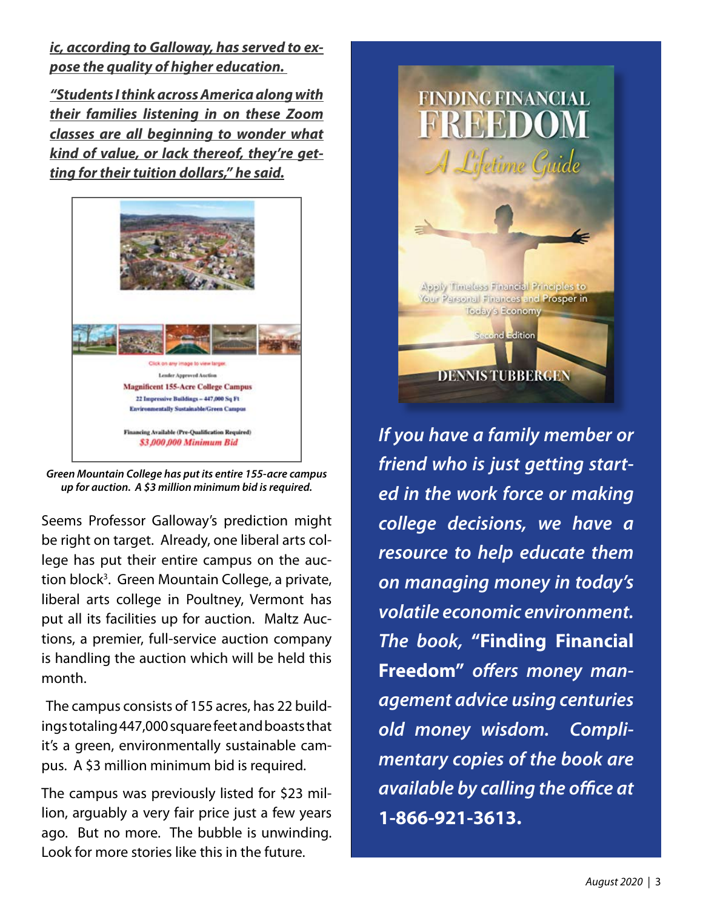***ic, according to Galloway, has served to expose the quality of higher education.***

***"Students I think across America along with their families listening in on these Zoom classes are all beginning to wonder what kind of value, or lack thereof, they're getting for their tuition dollars," he said.***

*Green Mountain College has put its entire 155-acre campus up for auction. A $3 million minimum bid is required.*

Seems Professor Galloway's prediction might be right on target. Already, one liberal arts college has put their entire campus on the auction block[3]. Green Mountain College, a private, liberal arts college in Poultney, Vermont has put all its facilities up for auction. Maltz Auctions, a premier, full-service auction company is handling the auction which will be held this month.

The campus consists of 155 acres, has 22 buildings totaling 447,000 square feet and boasts that it's a green, environmentally sustainable campus. A $3 million minimum bid is required.

The campus was previously listed for $23 million, arguably a very fair price just a few years ago. But no more. The bubble is unwinding. Look for more stories like this in the future.

*If you have a family member or friend who is just getting started in the work force or making college decisions, we have a resource to help educate them on managing money in today's volatile economic environment. The book,* **"Finding Financial Freedom"** *offers money management advice using centuries old money wisdom. Complimentary copies of the book are available by calling the office at* **1-866-921-3613.**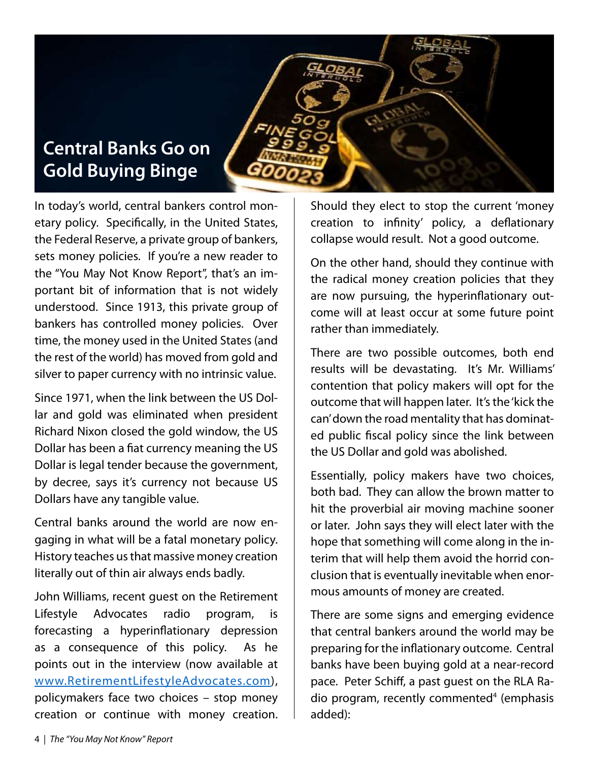# Central Banks Go on Gold Buying Binge

In today's world, central bankers control monetary policy. Specifically, in the United States, the Federal Reserve, a private group of bankers, sets money policies. If you're a new reader to the "You May Not Know Report", that's an important bit of information that is not widely understood. Since 1913, this private group of bankers has controlled money policies. Over time, the money used in the United States (and the rest of the world) has moved from gold and silver to paper currency with no intrinsic value.

Since 1971, when the link between the US Dollar and gold was eliminated when president Richard Nixon closed the gold window, the US Dollar has been a fiat currency meaning the US Dollar is legal tender because the government, by decree, says it's currency not because US Dollars have any tangible value.

Central banks around the world are now engaging in what will be a fatal monetary policy. History teaches us that massive money creation literally out of thin air always ends badly.

John Williams, recent guest on the Retirement Lifestyle Advocates radio program, is forecasting a hyperinflationary depression as a consequence of this policy. As he points out in the interview (now available at [www.RetirementLifestyleAdvocates.com](http://www.RetirementLifestyleAdvocates.com)), policymakers face two choices – stop money creation or continue with money creation. Should they elect to stop the current 'money creation to infinity' policy, a deflationary collapse would result. Not a good outcome.

On the other hand, should they continue with the radical money creation policies that they are now pursuing, the hyperinflationary outcome will at least occur at some future point rather than immediately.

There are two possible outcomes, both end results will be devastating. It's Mr. Williams' contention that policy makers will opt for the outcome that will happen later. It's the 'kick the can' down the road mentality that has dominated public fiscal policy since the link between the US Dollar and gold was abolished.

Essentially, policy makers have two choices, both bad. They can allow the brown matter to hit the proverbial air moving machine sooner or later. John says they will elect later with the hope that something will come along in the interim that will help them avoid the horrid conclusion that is eventually inevitable when enormous amounts of money are created.

There are some signs and emerging evidence that central bankers around the world may be preparing for the inflationary outcome. Central banks have been buying gold at a near-record pace. Peter Schiff, a past guest on the RLA Radio program, recently commented[4] (emphasis added):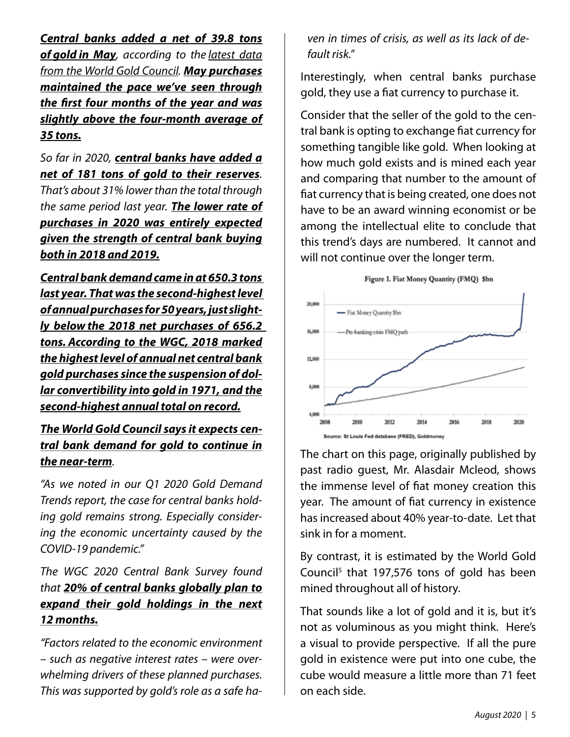***Central banks added a net of 39.8 tons of gold in May***, *according to the* *latest data from the World Gold Council.* ***May purchases maintained the pace we've seen through the first four months of the year and was slightly above the four-month average of 35 tons.***

*So far in 2020,* ***central banks have added a net of 181 tons of gold to their reserves****. That's about 31% lower than the total through the same period last year.* ***The lower rate of purchases in 2020 was entirely expected given the strength of central bank buying both in 2018 and 2019.***

***Central bank demand came in at 650.3 tons last year. That was the second-highest level of annual purchases for 50 years, just slightly below the 2018 net purchases of 656.2 tons. According to the WGC, 2018 marked the highest level of annual net central bank gold purchases since the suspension of dollar convertibility into gold in 1971, and the second-highest annual total on record.***

***The World Gold Council says it expects central bank demand for gold to continue in the near-term****.*

*"As we noted in our Q1 2020 Gold Demand Trends report, the case for central banks holding gold remains strong. Especially considering the economic uncertainty caused by the COVID-19 pandemic."*

*The WGC 2020 Central Bank Survey found that* ***20% of central banks globally plan to expand their gold holdings in the next 12 months.***

*"Factors related to the economic environment – such as negative interest rates – were overwhelming drivers of these planned purchases. This was supported by gold's role as a safe haven in times of crisis, as well as its lack of default risk."*

Interestingly, when central banks purchase gold, they use a fiat currency to purchase it.

Consider that the seller of the gold to the central bank is opting to exchange fiat currency for something tangible like gold. When looking at how much gold exists and is mined each year and comparing that number to the amount of fiat currency that is being created, one does not have to be an award winning economist or be among the intellectual elite to conclude that this trend's days are numbered. It cannot and will not continue over the longer term.

Figure 1. Fiat Money Quantity (FMQ) $bn

Source: St Louis Fed database (FRED), Goldmoney

The chart on this page, originally published by past radio guest, Mr. Alasdair Mcleod, shows the immense level of fiat money creation this year. The amount of fiat currency in existence has increased about 40% year-to-date. Let that sink in for a moment.

By contrast, it is estimated by the World Gold Council[5] that 197,576 tons of gold has been mined throughout all of history.

That sounds like a lot of gold and it is, but it's not as voluminous as you might think. Here's a visual to provide perspective. If all the pure gold in existence were put into one cube, the cube would measure a little more than 71 feet on each side.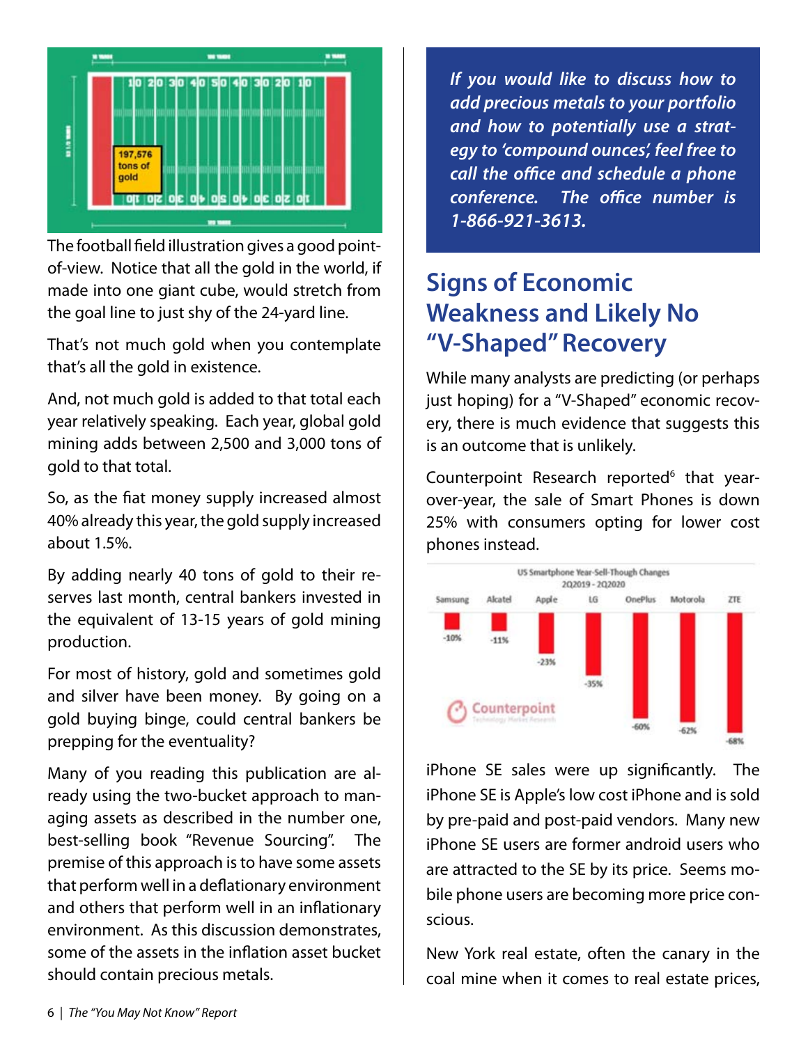The football field illustration gives a good point-of-view. Notice that all the gold in the world, if made into one giant cube, would stretch from the goal line to just shy of the 24-yard line.

That's not much gold when you contemplate that's all the gold in existence.

And, not much gold is added to that total each year relatively speaking. Each year, global gold mining adds between 2,500 and 3,000 tons of gold to that total.

So, as the fiat money supply increased almost 40% already this year, the gold supply increased about 1.5%.

By adding nearly 40 tons of gold to their reserves last month, central bankers invested in the equivalent of 13-15 years of gold mining production.

For most of history, gold and sometimes gold and silver have been money. By going on a gold buying binge, could central bankers be prepping for the eventuality?

Many of you reading this publication are already using the two-bucket approach to managing assets as described in the number one, best-selling book "Revenue Sourcing". The premise of this approach is to have some assets that perform well in a deflationary environment and others that perform well in an inflationary environment. As this discussion demonstrates, some of the assets in the inflation asset bucket should contain precious metals.

***If you would like to discuss how to add precious metals to your portfolio and how to potentially use a strategy to 'compound ounces', feel free to call the office and schedule a phone conference. The office number is 1-866-921-3613.***

## Signs of Economic Weakness and Likely No "V-Shaped" Recovery

While many analysts are predicting (or perhaps just hoping) for a "V-Shaped" economic recovery, there is much evidence that suggests this is an outcome that is unlikely.

Counterpoint Research reported[6] that year-over-year, the sale of Smart Phones is down 25% with consumers opting for lower cost phones instead.

US Smartphone Year-Sell-Though Changes 2Q2019 - 2Q2020

| Samsung | Alcatel | Apple | LG | OnePlus | Motorola | ZTE |
|---|---|---|---|---|---|---|
| -10% | -11% | -23% | -35% | -60% | -62% | -68% |

iPhone SE sales were up significantly. The iPhone SE is Apple's low cost iPhone and is sold by pre-paid and post-paid vendors. Many new iPhone SE users are former android users who are attracted to the SE by its price. Seems mobile phone users are becoming more price conscious.

New York real estate, often the canary in the coal mine when it comes to real estate prices,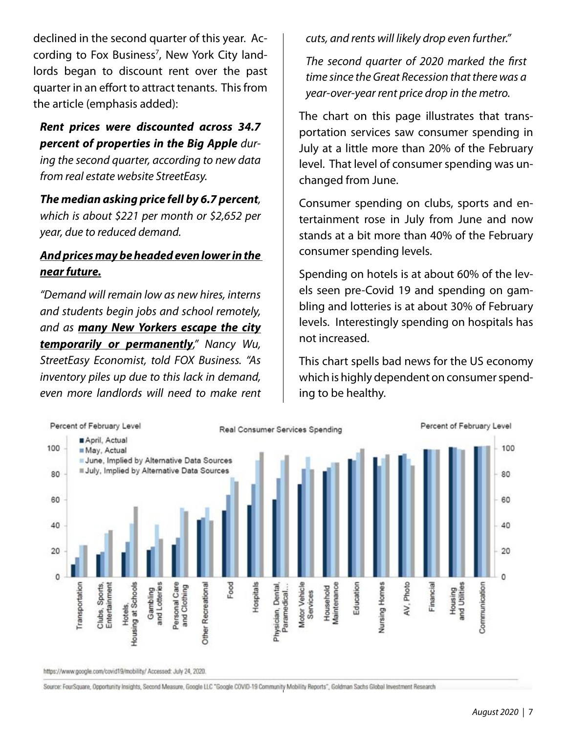declined in the second quarter of this year. According to Fox Business[7], New York City landlords began to discount rent over the past quarter in an effort to attract tenants. This from the article (emphasis added):

> ***Rent prices were discounted across 34.7 percent of properties in the Big Apple*** *during the second quarter, according to new data from real estate website StreetEasy.*
>
> ***The median asking price fell by 6.7 percent****, which is about $221 per month or $2,652 per year, due to reduced demand.*
>
> ***<u>And prices may be headed even lower in the near future.</u>***
>
> *"Demand will remain low as new hires, interns and students begin jobs and school remotely, and as* ***<u>many New Yorkers escape the city temporarily or permanently</u>****," Nancy Wu, StreetEasy Economist, told FOX Business. "As inventory piles up due to this lack in demand, even more landlords will need to make rent cuts, and rents will likely drop even further."*
>
> *The second quarter of 2020 marked the first time since the Great Recession that there was a year-over-year rent price drop in the metro.*

The chart on this page illustrates that transportation services saw consumer spending in July at a little more than 20% of the February level. That level of consumer spending was unchanged from June.

Consumer spending on clubs, sports and entertainment rose in July from June and now stands at a bit more than 40% of the February consumer spending levels.

Spending on hotels is at about 60% of the levels seen pre-Covid 19 and spending on gambling and lotteries is at about 30% of February levels. Interestingly spending on hospitals has not increased.

This chart spells bad news for the US economy which is highly dependent on consumer spending to be healthy.

Real Consumer Services Spending (Percent of February Level)

Legend: April, Actual; May, Actual; June, Implied by Alternative Data Sources; July, Implied by Alternative Data Sources

Categories: Transportation; Clubs, Sports, Entertainment; Hotels, Housing at Schools; Gambling and Lotteries; Personal Care and Clothing; Other Recreational; Food; Hospitals; Physician, Dental, Paramedical...; Motor Vehicle Services; Household Maintenance; Education; Nursing Homes; AV, Photo; Financial; Housing and Utilities; Communication

https://www.google.com/covid19/mobility/ Accessed: July 24, 2020.

Source: FourSquare, Opportunity Insights, Second Measure, Google LLC "Google COVID-19 Community Mobility Reports", Goldman Sachs Global Investment Research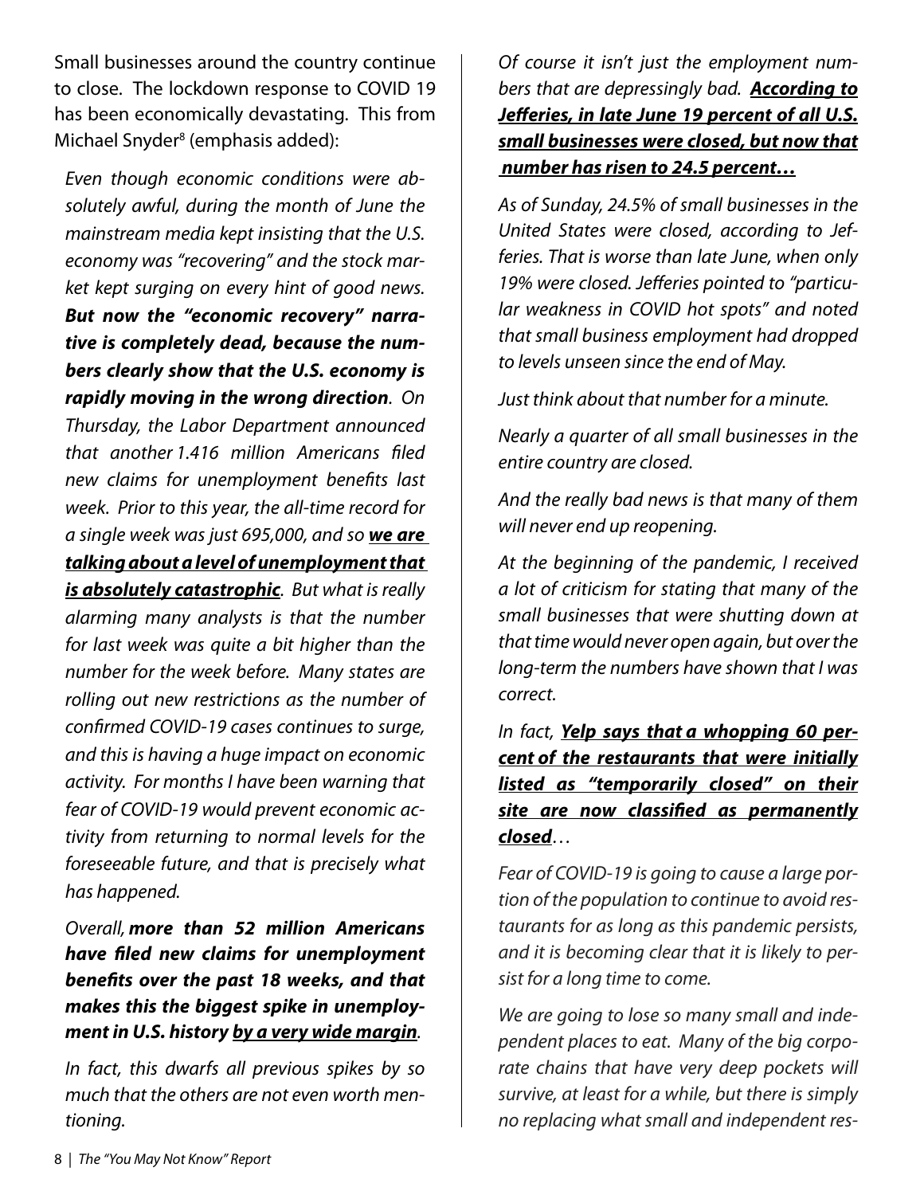Small businesses around the country continue to close. The lockdown response to COVID 19 has been economically devastating. This from Michael Snyder[8] (emphasis added):

> *Even though economic conditions were absolutely awful, during the month of June the mainstream media kept insisting that the U.S. economy was "recovering" and the stock market kept surging on every hint of good news.* ***But now the "economic recovery" narrative is completely dead, because the numbers clearly show that the U.S. economy is rapidly moving in the wrong direction****. On Thursday, the Labor Department announced that another 1.416 million Americans filed new claims for unemployment benefits last week. Prior to this year, the all-time record for a single week was just 695,000, and so* ***<u>we are talking about a level of unemployment that is absolutely catastrophic</u>****. But what is really alarming many analysts is that the number for last week was quite a bit higher than the number for the week before. Many states are rolling out new restrictions as the number of confirmed COVID-19 cases continues to surge, and this is having a huge impact on economic activity. For months I have been warning that fear of COVID-19 would prevent economic activity from returning to normal levels for the foreseeable future, and that is precisely what has happened.*
>
> *Overall,* ***more than 52 million Americans have filed new claims for unemployment benefits over the past 18 weeks, and that makes this the biggest spike in unemployment in U.S. history <u>by a very wide margin</u>****.*
>
> *In fact, this dwarfs all previous spikes by so much that the others are not even worth mentioning.*
>
> *Of course it isn't just the employment numbers that are depressingly bad.* ***<u>According to Jefferies, in late June 19 percent of all U.S. small businesses were closed, but now that number has risen to 24.5 percent…</u>***
>
> *As of Sunday, 24.5% of small businesses in the United States were closed, according to Jefferies. That is worse than late June, when only 19% were closed. Jefferies pointed to "particular weakness in COVID hot spots" and noted that small business employment had dropped to levels unseen since the end of May.*
>
> *Just think about that number for a minute.*
>
> *Nearly a quarter of all small businesses in the entire country are closed.*
>
> *And the really bad news is that many of them will never end up reopening.*
>
> *At the beginning of the pandemic, I received a lot of criticism for stating that many of the small businesses that were shutting down at that time would never open again, but over the long-term the numbers have shown that I was correct.*
>
> *In fact,* ***<u>Yelp says that a whopping 60 percent of the restaurants that were initially listed as "temporarily closed" on their site are now classified as permanently closed</u>****…*
>
> *Fear of COVID-19 is going to cause a large portion of the population to continue to avoid restaurants for as long as this pandemic persists, and it is becoming clear that it is likely to persist for a long time to come.*
>
> *We are going to lose so many small and independent places to eat. Many of the big corporate chains that have very deep pockets will survive, at least for a while, but there is simply no replacing what small and independent res-*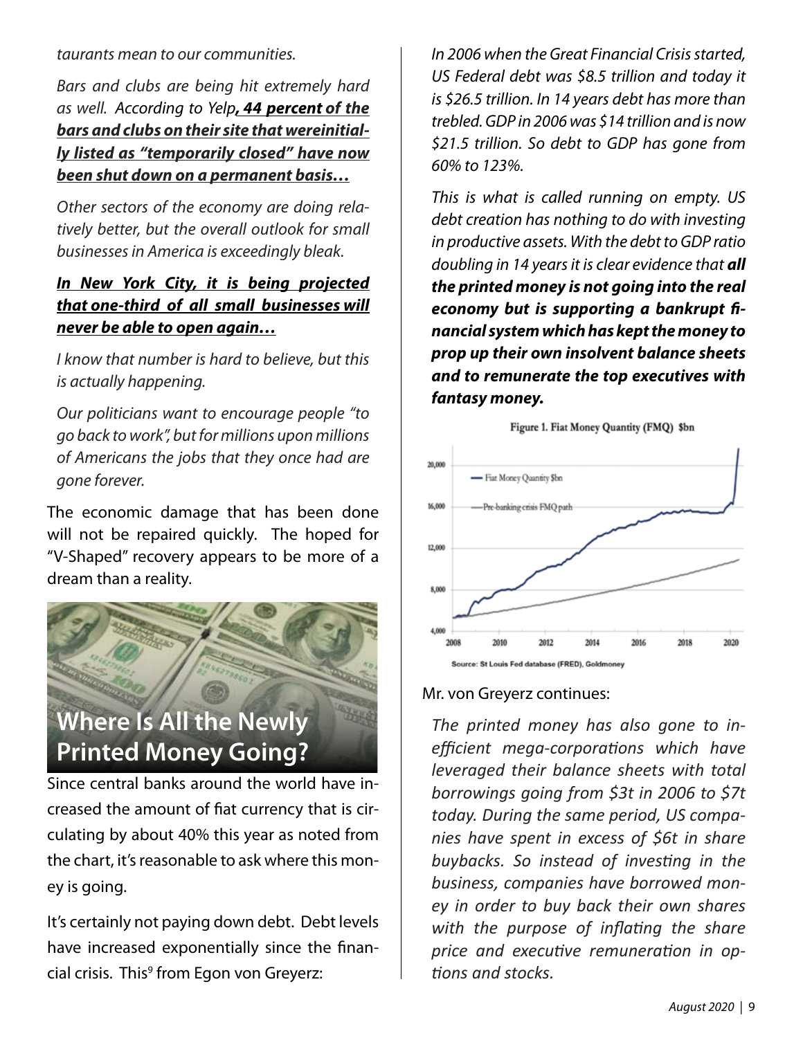*taurants mean to our communities.*

*Bars and clubs are being hit extremely hard as well. According to Yelp**, 44 percent of the bars and clubs on their site that wereinitially listed as "temporarily closed" have now been shut down on a permanent basis…***

*Other sectors of the economy are doing relatively better, but the overall outlook for small businesses in America is exceedingly bleak.*

***In New York City, it is being projected that one-third of all small businesses will never be able to open again…***

*I know that number is hard to believe, but this is actually happening.*

*Our politicians want to encourage people "to go back to work", but for millions upon millions of Americans the jobs that they once had are gone forever.*

The economic damage that has been done will not be repaired quickly. The hoped for "V-Shaped" recovery appears to be more of a dream than a reality.

## Where Is All the Newly Printed Money Going?

Since central banks around the world have increased the amount of fiat currency that is circulating by about 40% this year as noted from the chart, it's reasonable to ask where this money is going.

It's certainly not paying down debt. Debt levels have increased exponentially since the financial crisis. This[9] from Egon von Greyerz:

*In 2006 when the Great Financial Crisis started, US Federal debt was $8.5 trillion and today it is $26.5 trillion. In 14 years debt has more than trebled. GDP in 2006 was $14 trillion and is now $21.5 trillion. So debt to GDP has gone from 60% to 123%.*

*This is what is called running on empty. US debt creation has nothing to do with investing in productive assets. With the debt to GDP ratio doubling in 14 years it is clear evidence that **all the printed money is not going into the real economy but is supporting a bankrupt financial system which has kept the money to prop up their own insolvent balance sheets and to remunerate the top executives with fantasy money.***

Figure 1. Fiat Money Quantity (FMQ) $bn

Source: St Louis Fed database (FRED), Goldmoney

Mr. von Greyerz continues:

*The printed money has also gone to inefficient mega-corporations which have leveraged their balance sheets with total borrowings going from $3t in 2006 to $7t today. During the same period, US companies have spent in excess of $6t in share buybacks. So instead of investing in the business, companies have borrowed money in order to buy back their own shares with the purpose of inflating the share price and executive remuneration in options and stocks.*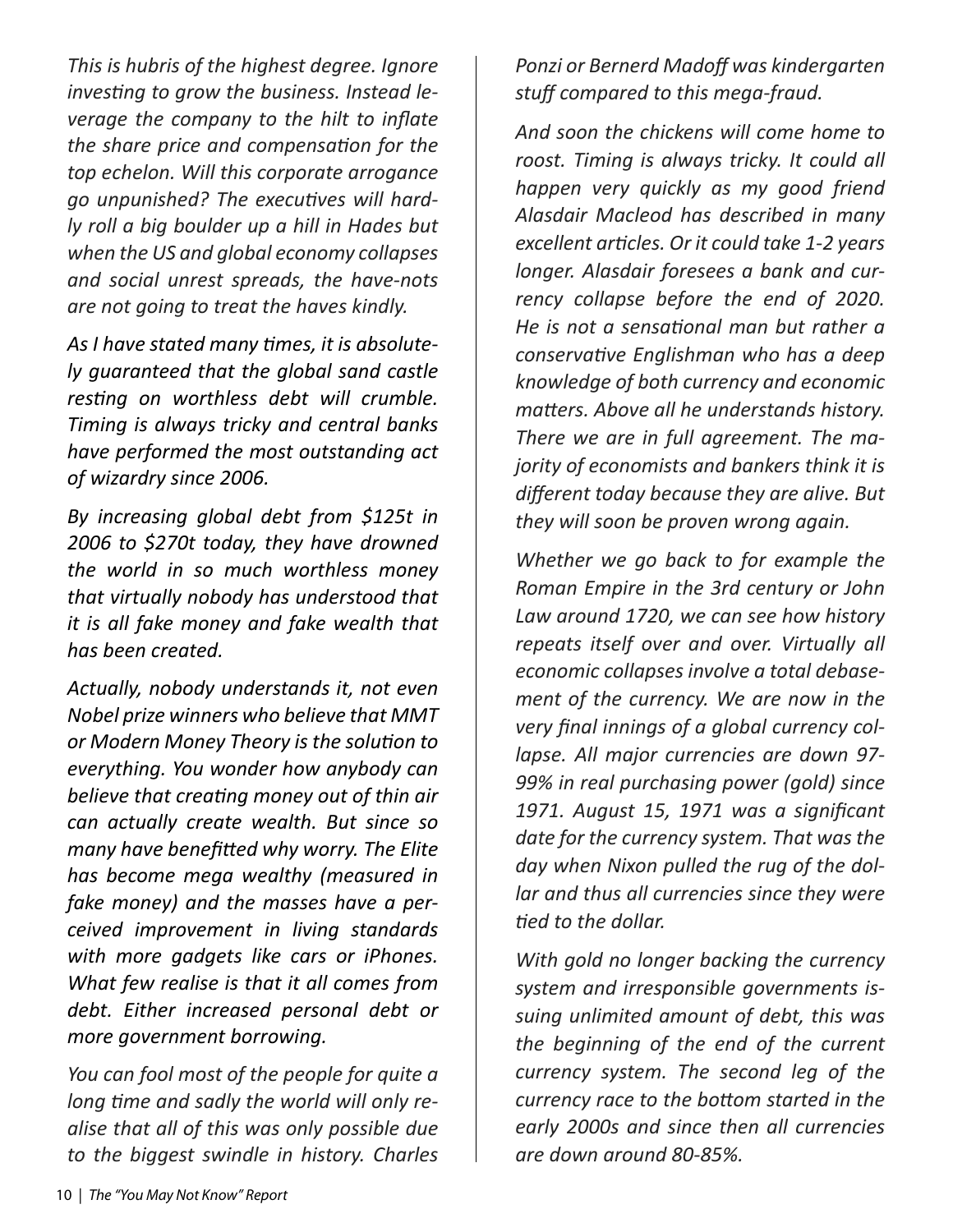*This is hubris of the highest degree. Ignore investing to grow the business. Instead leverage the company to the hilt to inflate the share price and compensation for the top echelon. Will this corporate arrogance go unpunished? The executives will hardly roll a big boulder up a hill in Hades but when the US and global economy collapses and social unrest spreads, the have-nots are not going to treat the haves kindly.*

*As I have stated many times, it is absolutely guaranteed that the global sand castle resting on worthless debt will crumble. Timing is always tricky and central banks have performed the most outstanding act of wizardry since 2006.*

*By increasing global debt from \$125t in 2006 to \$270t today, they have drowned the world in so much worthless money that virtually nobody has understood that it is all fake money and fake wealth that has been created.*

*Actually, nobody understands it, not even Nobel prize winners who believe that MMT or Modern Money Theory is the solution to everything. You wonder how anybody can believe that creating money out of thin air can actually create wealth. But since so many have benefitted why worry. The Elite has become mega wealthy (measured in fake money) and the masses have a perceived improvement in living standards with more gadgets like cars or iPhones. What few realise is that it all comes from debt. Either increased personal debt or more government borrowing.*

*You can fool most of the people for quite a long time and sadly the world will only realise that all of this was only possible due to the biggest swindle in history. Charles Ponzi or Bernerd Madoff was kindergarten stuff compared to this mega-fraud.*

*And soon the chickens will come home to roost. Timing is always tricky. It could all happen very quickly as my good friend Alasdair Macleod has described in many excellent articles. Or it could take 1-2 years longer. Alasdair foresees a bank and currency collapse before the end of 2020. He is not a sensational man but rather a conservative Englishman who has a deep knowledge of both currency and economic matters. Above all he understands history. There we are in full agreement. The majority of economists and bankers think it is different today because they are alive. But they will soon be proven wrong again.*

*Whether we go back to for example the Roman Empire in the 3rd century or John Law around 1720, we can see how history repeats itself over and over. Virtually all economic collapses involve a total debasement of the currency. We are now in the very final innings of a global currency collapse. All major currencies are down 97-99% in real purchasing power (gold) since 1971. August 15, 1971 was a significant date for the currency system. That was the day when Nixon pulled the rug of the dollar and thus all currencies since they were tied to the dollar.*

*With gold no longer backing the currency system and irresponsible governments issuing unlimited amount of debt, this was the beginning of the end of the current currency system. The second leg of the currency race to the bottom started in the early 2000s and since then all currencies are down around 80-85%.*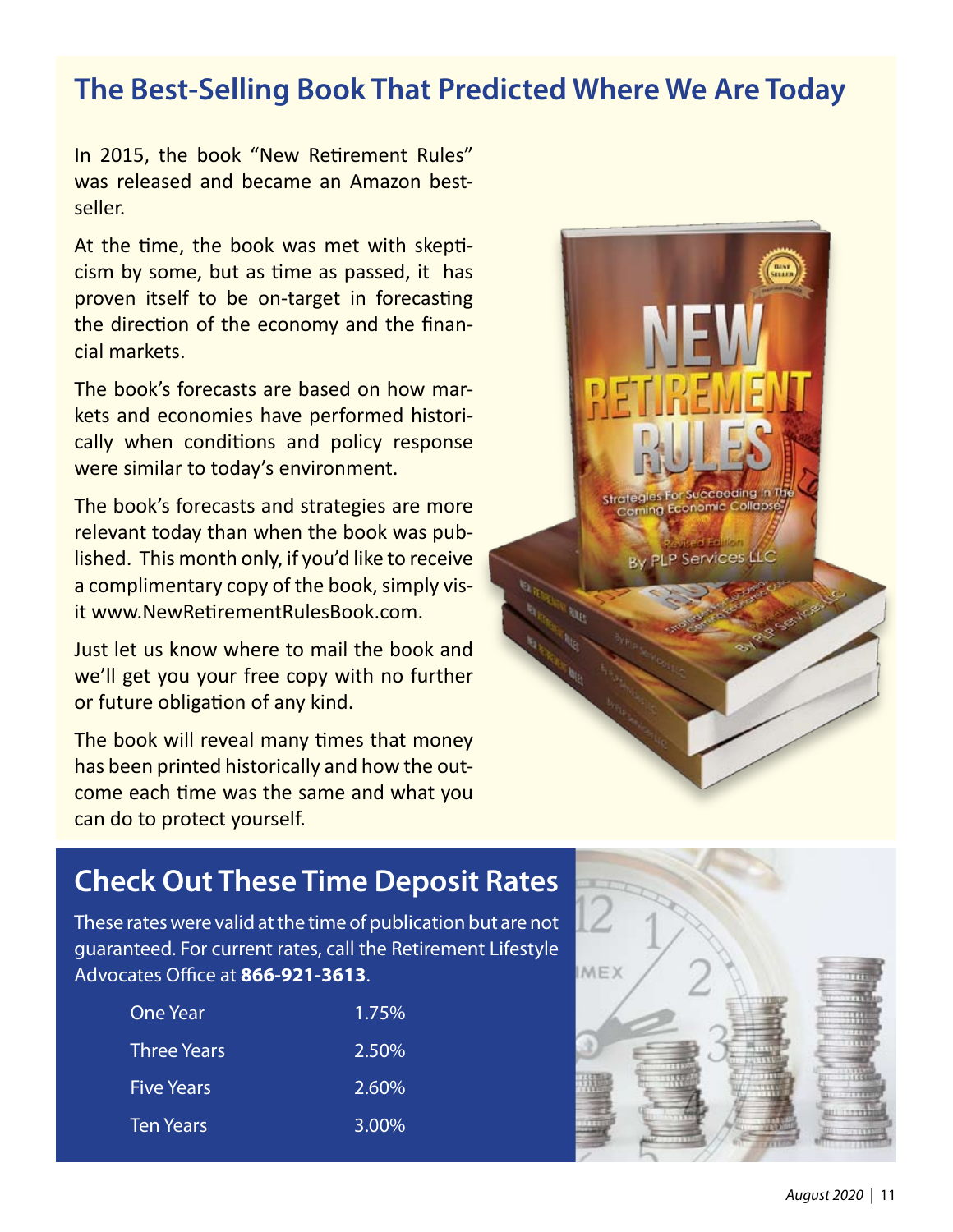## The Best-Selling Book That Predicted Where We Are Today

In 2015, the book "New Retirement Rules" was released and became an Amazon best-seller.

At the time, the book was met with skepticism by some, but as time as passed, it has proven itself to be on-target in forecasting the direction of the economy and the financial markets.

The book's forecasts are based on how markets and economies have performed historically when conditions and policy response were similar to today's environment.

The book's forecasts and strategies are more relevant today than when the book was published. This month only, if you'd like to receive a complimentary copy of the book, simply visit www.NewRetirementRulesBook.com.

Just let us know where to mail the book and we'll get you your free copy with no further or future obligation of any kind.

The book will reveal many times that money has been printed historically and how the outcome each time was the same and what you can do to protect yourself.

## Check Out These Time Deposit Rates

These rates were valid at the time of publication but are not guaranteed. For current rates, call the Retirement Lifestyle Advocates Office at **866-921-3613**.

| Term | Rate |
|---|---|
| One Year | 1.75% |
| Three Years | 2.50% |
| Five Years | 2.60% |
| Ten Years | 3.00% |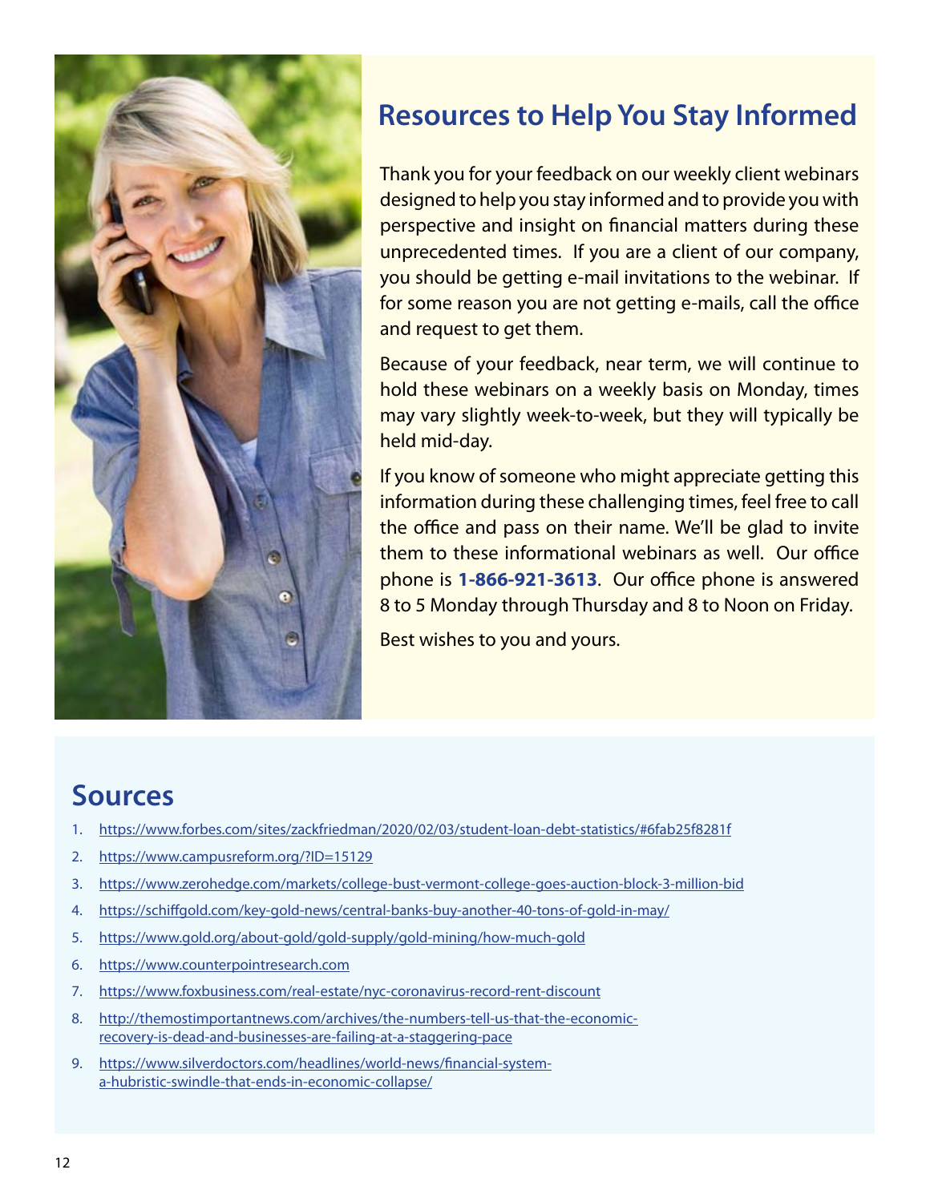## Resources to Help You Stay Informed

Thank you for your feedback on our weekly client webinars designed to help you stay informed and to provide you with perspective and insight on financial matters during these unprecedented times. If you are a client of our company, you should be getting e-mail invitations to the webinar. If for some reason you are not getting e-mails, call the office and request to get them.

Because of your feedback, near term, we will continue to hold these webinars on a weekly basis on Monday, times may vary slightly week-to-week, but they will typically be held mid-day.

If you know of someone who might appreciate getting this information during these challenging times, feel free to call the office and pass on their name. We'll be glad to invite them to these informational webinars as well. Our office phone is **1-866-921-3613**. Our office phone is answered 8 to 5 Monday through Thursday and 8 to Noon on Friday.

Best wishes to you and yours.

## Sources

1. https://www.forbes.com/sites/zackfriedman/2020/02/03/student-loan-debt-statistics/#6fab25f8281f
2. https://www.campusreform.org/?ID=15129
3. https://www.zerohedge.com/markets/college-bust-vermont-college-goes-auction-block-3-million-bid
4. https://schiffgold.com/key-gold-news/central-banks-buy-another-40-tons-of-gold-in-may/
5. https://www.gold.org/about-gold/gold-supply/gold-mining/how-much-gold
6. https://www.counterpointresearch.com
7. https://www.foxbusiness.com/real-estate/nyc-coronavirus-record-rent-discount
8. http://themostimportantnews.com/archives/the-numbers-tell-us-that-the-economic-recovery-is-dead-and-businesses-are-failing-at-a-staggering-pace
9. https://www.silverdoctors.com/headlines/world-news/financial-system-a-hubristic-swindle-that-ends-in-economic-collapse/